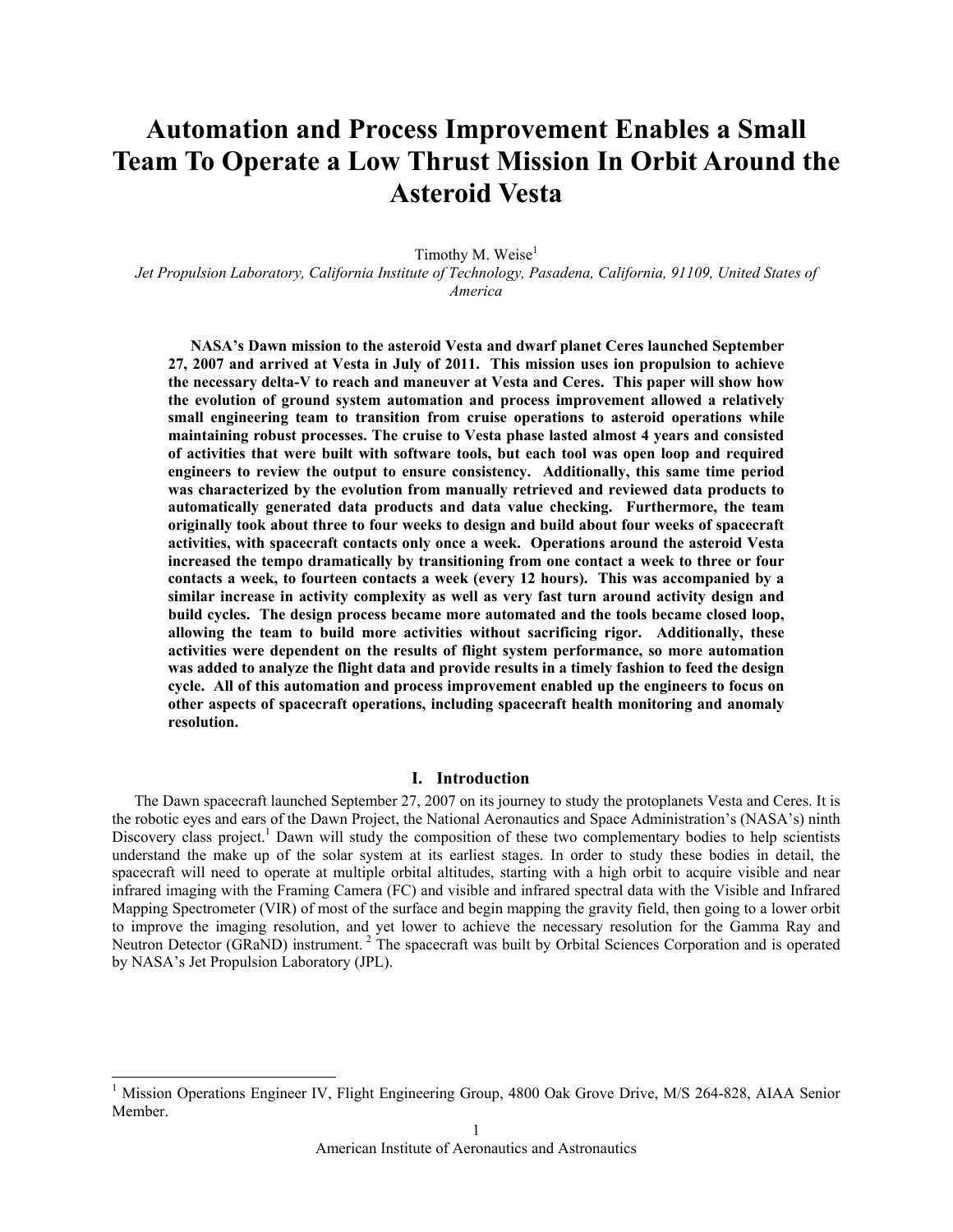# Automation and Process Improvement Enables a Small Team To Operate a Low Thrust Mission In Orbit Around the Asteroid Vesta

Timothy M. Weise[1]

*Jet Propulsion Laboratory, California Institute of Technology, Pasadena, California, 91109, United States of America*

**NASA's Dawn mission to the asteroid Vesta and dwarf planet Ceres launched September 27, 2007 and arrived at Vesta in July of 2011. This mission uses ion propulsion to achieve the necessary delta-V to reach and maneuver at Vesta and Ceres. This paper will show how the evolution of ground system automation and process improvement allowed a relatively small engineering team to transition from cruise operations to asteroid operations while maintaining robust processes. The cruise to Vesta phase lasted almost 4 years and consisted of activities that were built with software tools, but each tool was open loop and required engineers to review the output to ensure consistency. Additionally, this same time period was characterized by the evolution from manually retrieved and reviewed data products to automatically generated data products and data value checking. Furthermore, the team originally took about three to four weeks to design and build about four weeks of spacecraft activities, with spacecraft contacts only once a week. Operations around the asteroid Vesta increased the tempo dramatically by transitioning from one contact a week to three or four contacts a week, to fourteen contacts a week (every 12 hours). This was accompanied by a similar increase in activity complexity as well as very fast turn around activity design and build cycles. The design process became more automated and the tools became closed loop, allowing the team to build more activities without sacrificing rigor. Additionally, these activities were dependent on the results of flight system performance, so more automation was added to analyze the flight data and provide results in a timely fashion to feed the design cycle. All of this automation and process improvement enabled up the engineers to focus on other aspects of spacecraft operations, including spacecraft health monitoring and anomaly resolution.**

## I. Introduction

The Dawn spacecraft launched September 27, 2007 on its journey to study the protoplanets Vesta and Ceres. It is the robotic eyes and ears of the Dawn Project, the National Aeronautics and Space Administration's (NASA's) ninth Discovery class project.[1] Dawn will study the composition of these two complementary bodies to help scientists understand the make up of the solar system at its earliest stages. In order to study these bodies in detail, the spacecraft will need to operate at multiple orbital altitudes, starting with a high orbit to acquire visible and near infrared imaging with the Framing Camera (FC) and visible and infrared spectral data with the Visible and Infrared Mapping Spectrometer (VIR) of most of the surface and begin mapping the gravity field, then going to a lower orbit to improve the imaging resolution, and yet lower to achieve the necessary resolution for the Gamma Ray and Neutron Detector (GRaND) instrument.[2] The spacecraft was built by Orbital Sciences Corporation and is operated by NASA's Jet Propulsion Laboratory (JPL).

---

[1] Mission Operations Engineer IV, Flight Engineering Group, 4800 Oak Grove Drive, M/S 264-828, AIAA Senior Member.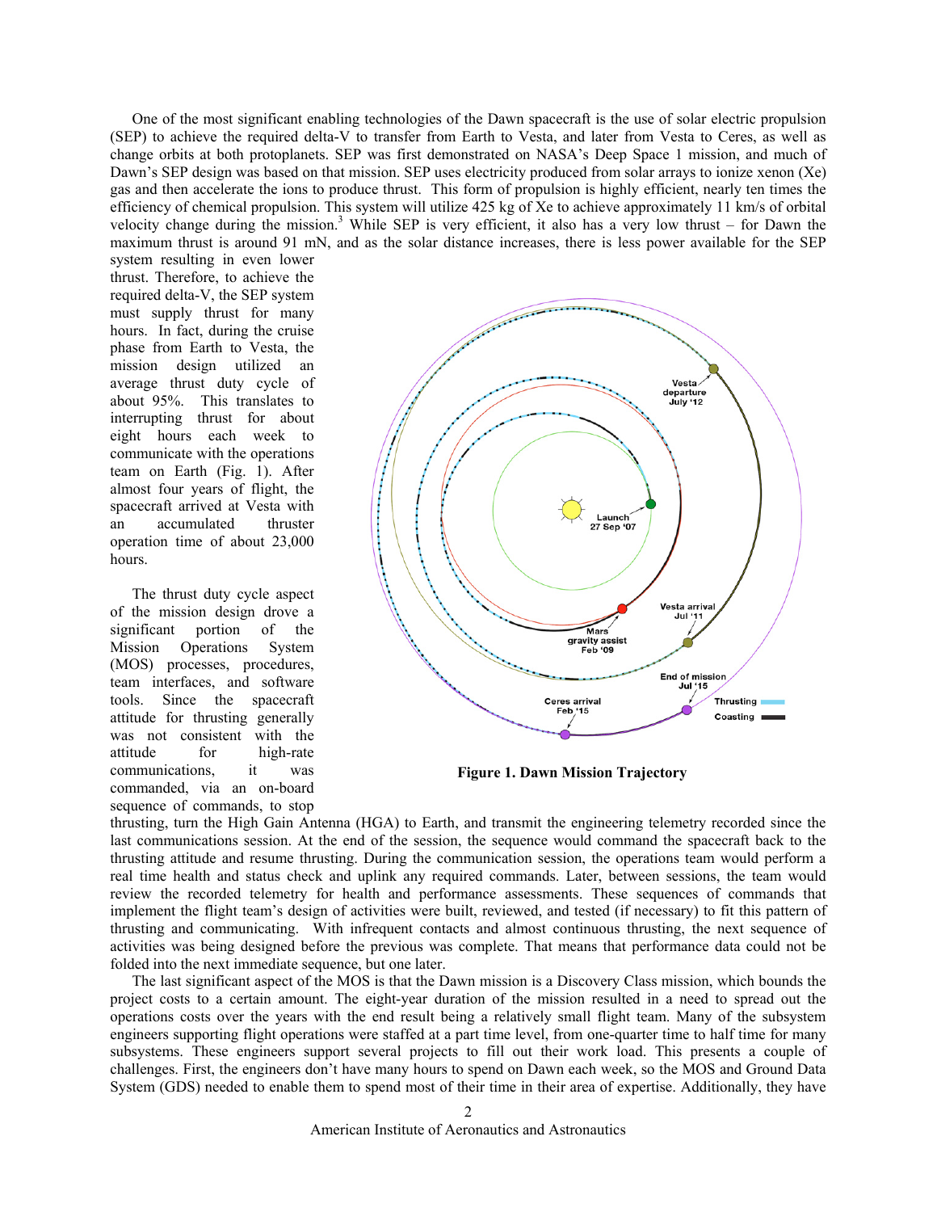One of the most significant enabling technologies of the Dawn spacecraft is the use of solar electric propulsion (SEP) to achieve the required delta-V to transfer from Earth to Vesta, and later from Vesta to Ceres, as well as change orbits at both protoplanets. SEP was first demonstrated on NASA's Deep Space 1 mission, and much of Dawn's SEP design was based on that mission. SEP uses electricity produced from solar arrays to ionize xenon (Xe) gas and then accelerate the ions to produce thrust. This form of propulsion is highly efficient, nearly ten times the efficiency of chemical propulsion. This system will utilize 425 kg of Xe to achieve approximately 11 km/s of orbital velocity change during the mission.[3] While SEP is very efficient, it also has a very low thrust – for Dawn the maximum thrust is around 91 mN, and as the solar distance increases, there is less power available for the SEP system resulting in even lower thrust. Therefore, to achieve the required delta-V, the SEP system must supply thrust for many hours. In fact, during the cruise phase from Earth to Vesta, the mission design utilized an average thrust duty cycle of about 95%. This translates to interrupting thrust for about eight hours each week to communicate with the operations team on Earth (Fig. 1). After almost four years of flight, the spacecraft arrived at Vesta with an accumulated thruster operation time of about 23,000 hours.

**Figure 1. Dawn Mission Trajectory**

The thrust duty cycle aspect of the mission design drove a significant portion of the Mission Operations System (MOS) processes, procedures, team interfaces, and software tools. Since the spacecraft attitude for thrusting generally was not consistent with the attitude for high-rate communications, it was commanded, via an on-board sequence of commands, to stop thrusting, turn the High Gain Antenna (HGA) to Earth, and transmit the engineering telemetry recorded since the last communications session. At the end of the session, the sequence would command the spacecraft back to the thrusting attitude and resume thrusting. During the communication session, the operations team would perform a real time health and status check and uplink any required commands. Later, between sessions, the team would review the recorded telemetry for health and performance assessments. These sequences of commands that implement the flight team's design of activities were built, reviewed, and tested (if necessary) to fit this pattern of thrusting and communicating. With infrequent contacts and almost continuous thrusting, the next sequence of activities was being designed before the previous was complete. That means that performance data could not be folded into the next immediate sequence, but one later.

The last significant aspect of the MOS is that the Dawn mission is a Discovery Class mission, which bounds the project costs to a certain amount. The eight-year duration of the mission resulted in a need to spread out the operations costs over the years with the end result being a relatively small flight team. Many of the subsystem engineers supporting flight operations were staffed at a part time level, from one-quarter time to half time for many subsystems. These engineers support several projects to fill out their work load. This presents a couple of challenges. First, the engineers don't have many hours to spend on Dawn each week, so the MOS and Ground Data System (GDS) needed to enable them to spend most of their time in their area of expertise. Additionally, they have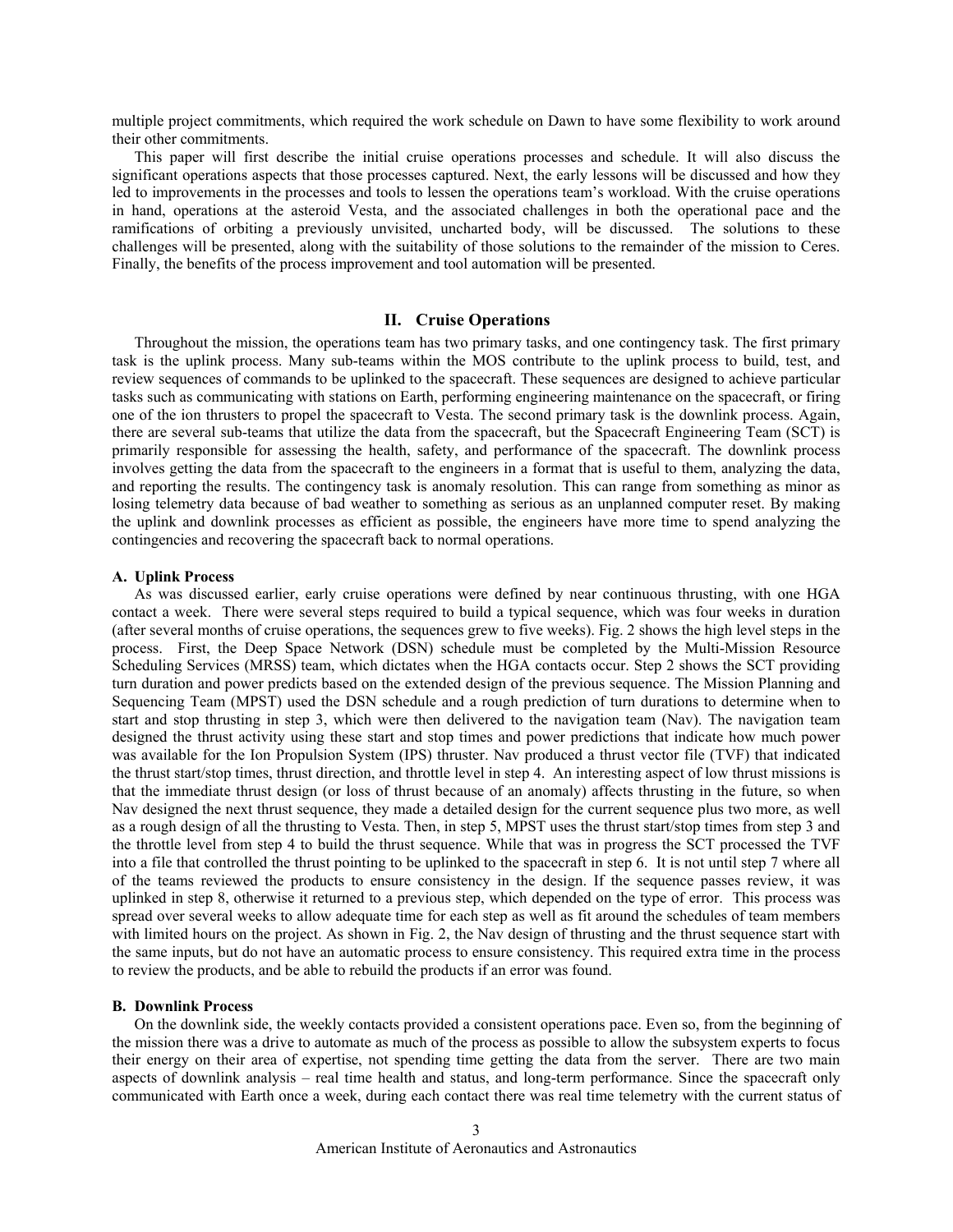multiple project commitments, which required the work schedule on Dawn to have some flexibility to work around their other commitments.

This paper will first describe the initial cruise operations processes and schedule. It will also discuss the significant operations aspects that those processes captured. Next, the early lessons will be discussed and how they led to improvements in the processes and tools to lessen the operations team's workload. With the cruise operations in hand, operations at the asteroid Vesta, and the associated challenges in both the operational pace and the ramifications of orbiting a previously unvisited, uncharted body, will be discussed. The solutions to these challenges will be presented, along with the suitability of those solutions to the remainder of the mission to Ceres. Finally, the benefits of the process improvement and tool automation will be presented.

## II. Cruise Operations

Throughout the mission, the operations team has two primary tasks, and one contingency task. The first primary task is the uplink process. Many sub-teams within the MOS contribute to the uplink process to build, test, and review sequences of commands to be uplinked to the spacecraft. These sequences are designed to achieve particular tasks such as communicating with stations on Earth, performing engineering maintenance on the spacecraft, or firing one of the ion thrusters to propel the spacecraft to Vesta. The second primary task is the downlink process. Again, there are several sub-teams that utilize the data from the spacecraft, but the Spacecraft Engineering Team (SCT) is primarily responsible for assessing the health, safety, and performance of the spacecraft. The downlink process involves getting the data from the spacecraft to the engineers in a format that is useful to them, analyzing the data, and reporting the results. The contingency task is anomaly resolution. This can range from something as minor as losing telemetry data because of bad weather to something as serious as an unplanned computer reset. By making the uplink and downlink processes as efficient as possible, the engineers have more time to spend analyzing the contingencies and recovering the spacecraft back to normal operations.

### A. Uplink Process

As was discussed earlier, early cruise operations were defined by near continuous thrusting, with one HGA contact a week. There were several steps required to build a typical sequence, which was four weeks in duration (after several months of cruise operations, the sequences grew to five weeks). Fig. 2 shows the high level steps in the process. First, the Deep Space Network (DSN) schedule must be completed by the Multi-Mission Resource Scheduling Services (MRSS) team, which dictates when the HGA contacts occur. Step 2 shows the SCT providing turn duration and power predicts based on the extended design of the previous sequence. The Mission Planning and Sequencing Team (MPST) used the DSN schedule and a rough prediction of turn durations to determine when to start and stop thrusting in step 3, which were then delivered to the navigation team (Nav). The navigation team designed the thrust activity using these start and stop times and power predictions that indicate how much power was available for the Ion Propulsion System (IPS) thruster. Nav produced a thrust vector file (TVF) that indicated the thrust start/stop times, thrust direction, and throttle level in step 4. An interesting aspect of low thrust missions is that the immediate thrust design (or loss of thrust because of an anomaly) affects thrusting in the future, so when Nav designed the next thrust sequence, they made a detailed design for the current sequence plus two more, as well as a rough design of all the thrusting to Vesta. Then, in step 5, MPST uses the thrust start/stop times from step 3 and the throttle level from step 4 to build the thrust sequence. While that was in progress the SCT processed the TVF into a file that controlled the thrust pointing to be uplinked to the spacecraft in step 6. It is not until step 7 where all of the teams reviewed the products to ensure consistency in the design. If the sequence passes review, it was uplinked in step 8, otherwise it returned to a previous step, which depended on the type of error. This process was spread over several weeks to allow adequate time for each step as well as fit around the schedules of team members with limited hours on the project. As shown in Fig. 2, the Nav design of thrusting and the thrust sequence start with the same inputs, but do not have an automatic process to ensure consistency. This required extra time in the process to review the products, and be able to rebuild the products if an error was found.

### B. Downlink Process

On the downlink side, the weekly contacts provided a consistent operations pace. Even so, from the beginning of the mission there was a drive to automate as much of the process as possible to allow the subsystem experts to focus their energy on their area of expertise, not spending time getting the data from the server. There are two main aspects of downlink analysis – real time health and status, and long-term performance. Since the spacecraft only communicated with Earth once a week, during each contact there was real time telemetry with the current status of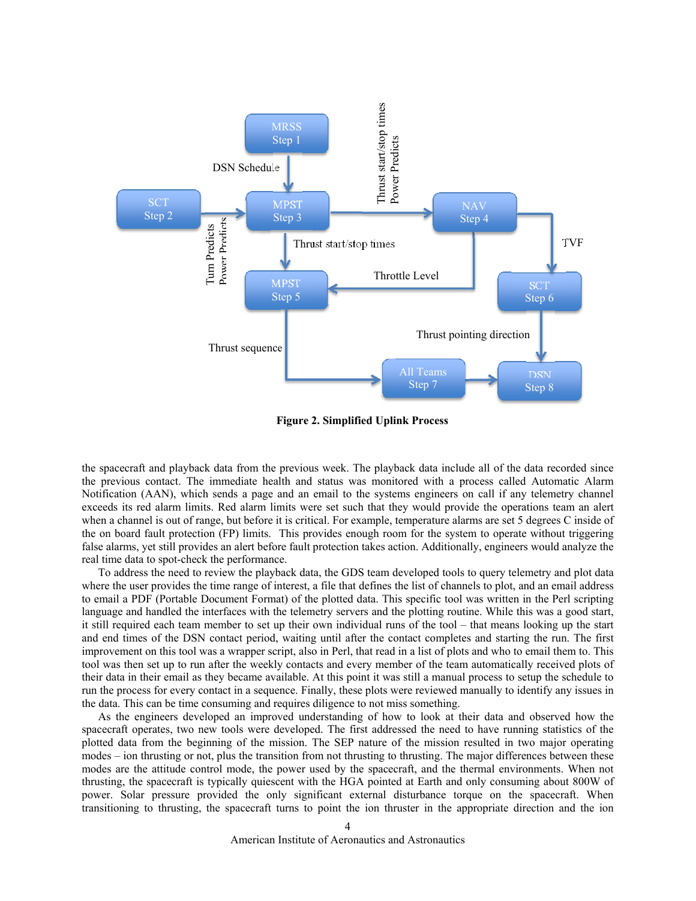MRSS
Step 1

DSN Schedule

SCT
Step 2

MPST
Step 3

Thrust start/stop times
Power Predicts

NAV
Step 4

Turn Predicts
Power Predicts

Thrust start/stop times

TVF

MPST
Step 5

Throttle Level

SCT
Step 6

Thrust pointing direction

Thrust sequence

All Teams
Step 7

DSN
Step 8

**Figure 2. Simplified Uplink Process**

the spacecraft and playback data from the previous week. The playback data include all of the data recorded since the previous contact. The immediate health and status was monitored with a process called Automatic Alarm Notification (AAN), which sends a page and an email to the systems engineers on call if any telemetry channel exceeds its red alarm limits. Red alarm limits were set such that they would provide the operations team an alert when a channel is out of range, but before it is critical. For example, temperature alarms are set 5 degrees C inside of the on board fault protection (FP) limits. This provides enough room for the system to operate without triggering false alarms, yet still provides an alert before fault protection takes action. Additionally, engineers would analyze the real time data to spot-check the performance.

To address the need to review the playback data, the GDS team developed tools to query telemetry and plot data where the user provides the time range of interest, a file that defines the list of channels to plot, and an email address to email a PDF (Portable Document Format) of the plotted data. This specific tool was written in the Perl scripting language and handled the interfaces with the telemetry servers and the plotting routine. While this was a good start, it still required each team member to set up their own individual runs of the tool – that means looking up the start and end times of the DSN contact period, waiting until after the contact completes and starting the run. The first improvement on this tool was a wrapper script, also in Perl, that read in a list of plots and who to email them to. This tool was then set up to run after the weekly contacts and every member of the team automatically received plots of their data in their email as they became available. At this point it was still a manual process to setup the schedule to run the process for every contact in a sequence. Finally, these plots were reviewed manually to identify any issues in the data. This can be time consuming and requires diligence to not miss something.

As the engineers developed an improved understanding of how to look at their data and observed how the spacecraft operates, two new tools were developed. The first addressed the need to have running statistics of the plotted data from the beginning of the mission. The SEP nature of the mission resulted in two major operating modes – ion thrusting or not, plus the transition from not thrusting to thrusting. The major differences between these modes are the attitude control mode, the power used by the spacecraft, and the thermal environments. When not thrusting, the spacecraft is typically quiescent with the HGA pointed at Earth and only consuming about 800W of power. Solar pressure provided the only significant external disturbance torque on the spacecraft. When transitioning to thrusting, the spacecraft turns to point the ion thruster in the appropriate direction and the ion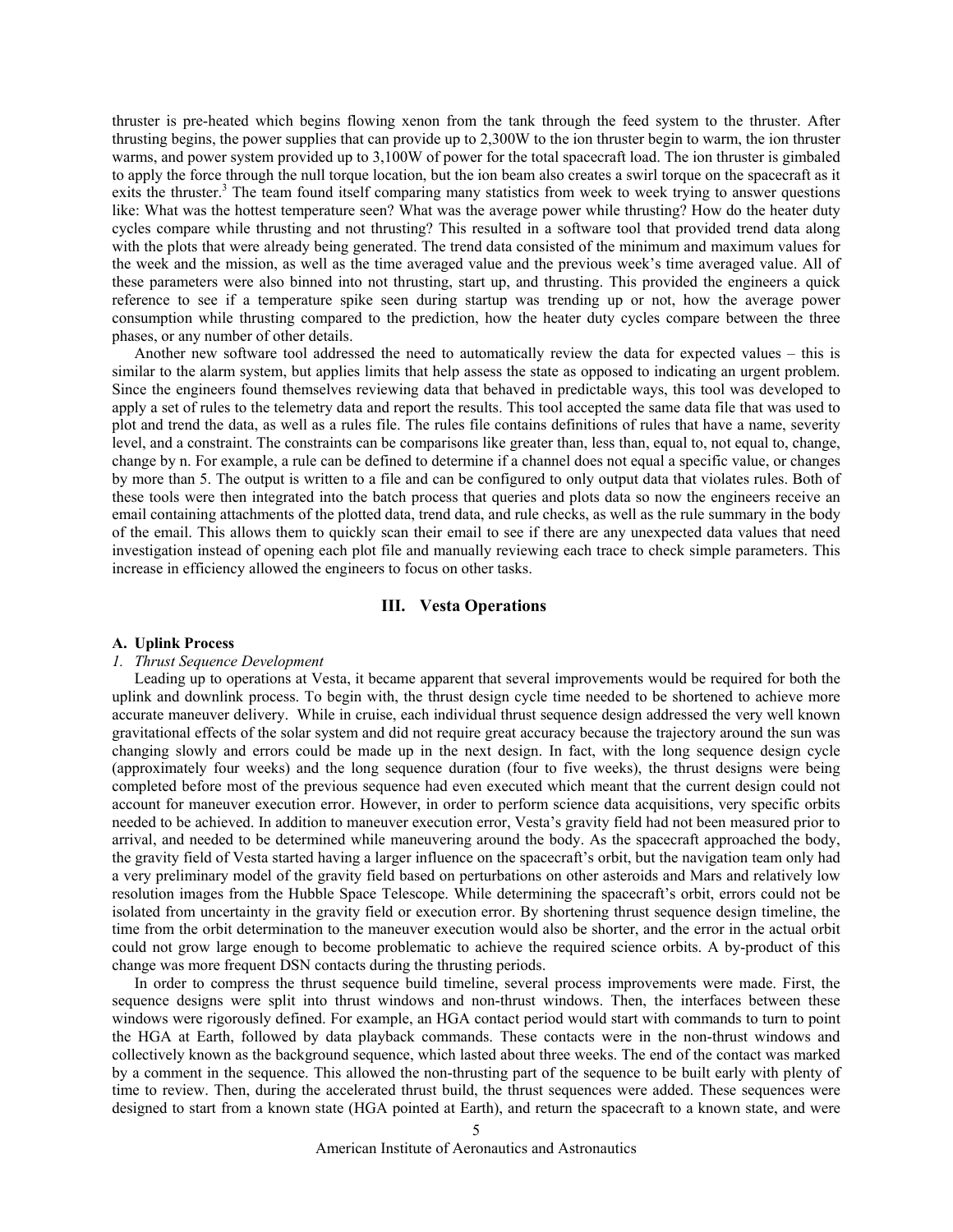thruster is pre-heated which begins flowing xenon from the tank through the feed system to the thruster. After thrusting begins, the power supplies that can provide up to 2,300W to the ion thruster begin to warm, the ion thruster warms, and power system provided up to 3,100W of power for the total spacecraft load. The ion thruster is gimbaled to apply the force through the null torque location, but the ion beam also creates a swirl torque on the spacecraft as it exits the thruster.[3] The team found itself comparing many statistics from week to week trying to answer questions like: What was the hottest temperature seen? What was the average power while thrusting? How do the heater duty cycles compare while thrusting and not thrusting? This resulted in a software tool that provided trend data along with the plots that were already being generated. The trend data consisted of the minimum and maximum values for the week and the mission, as well as the time averaged value and the previous week's time averaged value. All of these parameters were also binned into not thrusting, start up, and thrusting. This provided the engineers a quick reference to see if a temperature spike seen during startup was trending up or not, how the average power consumption while thrusting compared to the prediction, how the heater duty cycles compare between the three phases, or any number of other details.

Another new software tool addressed the need to automatically review the data for expected values – this is similar to the alarm system, but applies limits that help assess the state as opposed to indicating an urgent problem. Since the engineers found themselves reviewing data that behaved in predictable ways, this tool was developed to apply a set of rules to the telemetry data and report the results. This tool accepted the same data file that was used to plot and trend the data, as well as a rules file. The rules file contains definitions of rules that have a name, severity level, and a constraint. The constraints can be comparisons like greater than, less than, equal to, not equal to, change, change by n. For example, a rule can be defined to determine if a channel does not equal a specific value, or changes by more than 5. The output is written to a file and can be configured to only output data that violates rules. Both of these tools were then integrated into the batch process that queries and plots data so now the engineers receive an email containing attachments of the plotted data, trend data, and rule checks, as well as the rule summary in the body of the email. This allows them to quickly scan their email to see if there are any unexpected data values that need investigation instead of opening each plot file and manually reviewing each trace to check simple parameters. This increase in efficiency allowed the engineers to focus on other tasks.

## III. Vesta Operations

### A. Uplink Process

#### *1. Thrust Sequence Development*

Leading up to operations at Vesta, it became apparent that several improvements would be required for both the uplink and downlink process. To begin with, the thrust design cycle time needed to be shortened to achieve more accurate maneuver delivery. While in cruise, each individual thrust sequence design addressed the very well known gravitational effects of the solar system and did not require great accuracy because the trajectory around the sun was changing slowly and errors could be made up in the next design. In fact, with the long sequence design cycle (approximately four weeks) and the long sequence duration (four to five weeks), the thrust designs were being completed before most of the previous sequence had even executed which meant that the current design could not account for maneuver execution error. However, in order to perform science data acquisitions, very specific orbits needed to be achieved. In addition to maneuver execution error, Vesta's gravity field had not been measured prior to arrival, and needed to be determined while maneuvering around the body. As the spacecraft approached the body, the gravity field of Vesta started having a larger influence on the spacecraft's orbit, but the navigation team only had a very preliminary model of the gravity field based on perturbations on other asteroids and Mars and relatively low resolution images from the Hubble Space Telescope. While determining the spacecraft's orbit, errors could not be isolated from uncertainty in the gravity field or execution error. By shortening thrust sequence design timeline, the time from the orbit determination to the maneuver execution would also be shorter, and the error in the actual orbit could not grow large enough to become problematic to achieve the required science orbits. A by-product of this change was more frequent DSN contacts during the thrusting periods.

In order to compress the thrust sequence build timeline, several process improvements were made. First, the sequence designs were split into thrust windows and non-thrust windows. Then, the interfaces between these windows were rigorously defined. For example, an HGA contact period would start with commands to turn to point the HGA at Earth, followed by data playback commands. These contacts were in the non-thrust windows and collectively known as the background sequence, which lasted about three weeks. The end of the contact was marked by a comment in the sequence. This allowed the non-thrusting part of the sequence to be built early with plenty of time to review. Then, during the accelerated thrust build, the thrust sequences were added. These sequences were designed to start from a known state (HGA pointed at Earth), and return the spacecraft to a known state, and were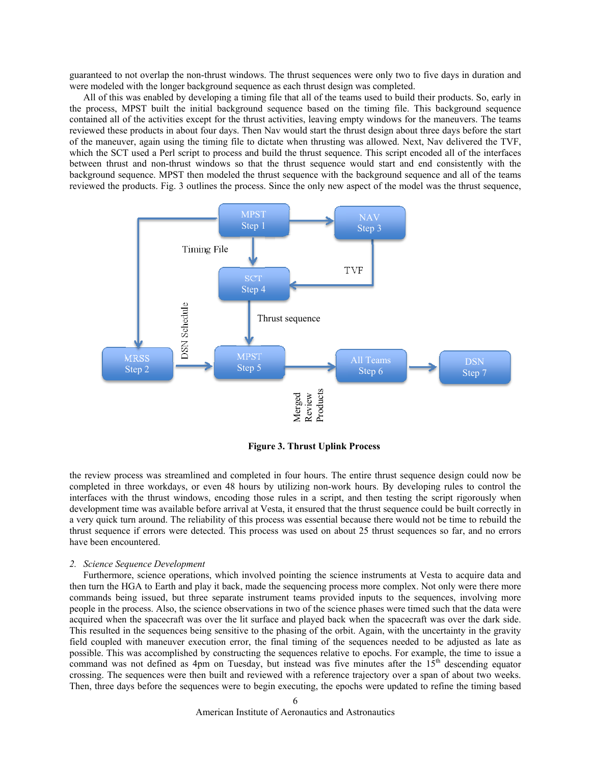guaranteed to not overlap the non-thrust windows. The thrust sequences were only two to five days in duration and were modeled with the longer background sequence as each thrust design was completed.

All of this was enabled by developing a timing file that all of the teams used to build their products. So, early in the process, MPST built the initial background sequence based on the timing file. This background sequence contained all of the activities except for the thrust activities, leaving empty windows for the maneuvers. The teams reviewed these products in about four days. Then Nav would start the thrust design about three days before the start of the maneuver, again using the timing file to dictate when thrusting was allowed. Next, Nav delivered the TVF, which the SCT used a Perl script to process and build the thrust sequence. This script encoded all of the interfaces between thrust and non-thrust windows so that the thrust sequence would start and end consistently with the background sequence. MPST then modeled the thrust sequence with the background sequence and all of the teams reviewed the products. Fig. 3 outlines the process. Since the only new aspect of the model was the thrust sequence,

**Figure 3. Thrust Uplink Process**

the review process was streamlined and completed in four hours. The entire thrust sequence design could now be completed in three workdays, or even 48 hours by utilizing non-work hours. By developing rules to control the interfaces with the thrust windows, encoding those rules in a script, and then testing the script rigorously when development time was available before arrival at Vesta, it ensured that the thrust sequence could be built correctly in a very quick turn around. The reliability of this process was essential because there would not be time to rebuild the thrust sequence if errors were detected. This process was used on about 25 thrust sequences so far, and no errors have been encountered.

*2. Science Sequence Development*

Furthermore, science operations, which involved pointing the science instruments at Vesta to acquire data and then turn the HGA to Earth and play it back, made the sequencing process more complex. Not only were there more commands being issued, but three separate instrument teams provided inputs to the sequences, involving more people in the process. Also, the science observations in two of the science phases were timed such that the data were acquired when the spacecraft was over the lit surface and played back when the spacecraft was over the dark side. This resulted in the sequences being sensitive to the phasing of the orbit. Again, with the uncertainty in the gravity field coupled with maneuver execution error, the final timing of the sequences needed to be adjusted as late as possible. This was accomplished by constructing the sequences relative to epochs. For example, the time to issue a command was not defined as 4pm on Tuesday, but instead was five minutes after the 15$^{th}$ descending equator crossing. The sequences were then built and reviewed with a reference trajectory over a span of about two weeks. Then, three days before the sequences were to begin executing, the epochs were updated to refine the timing based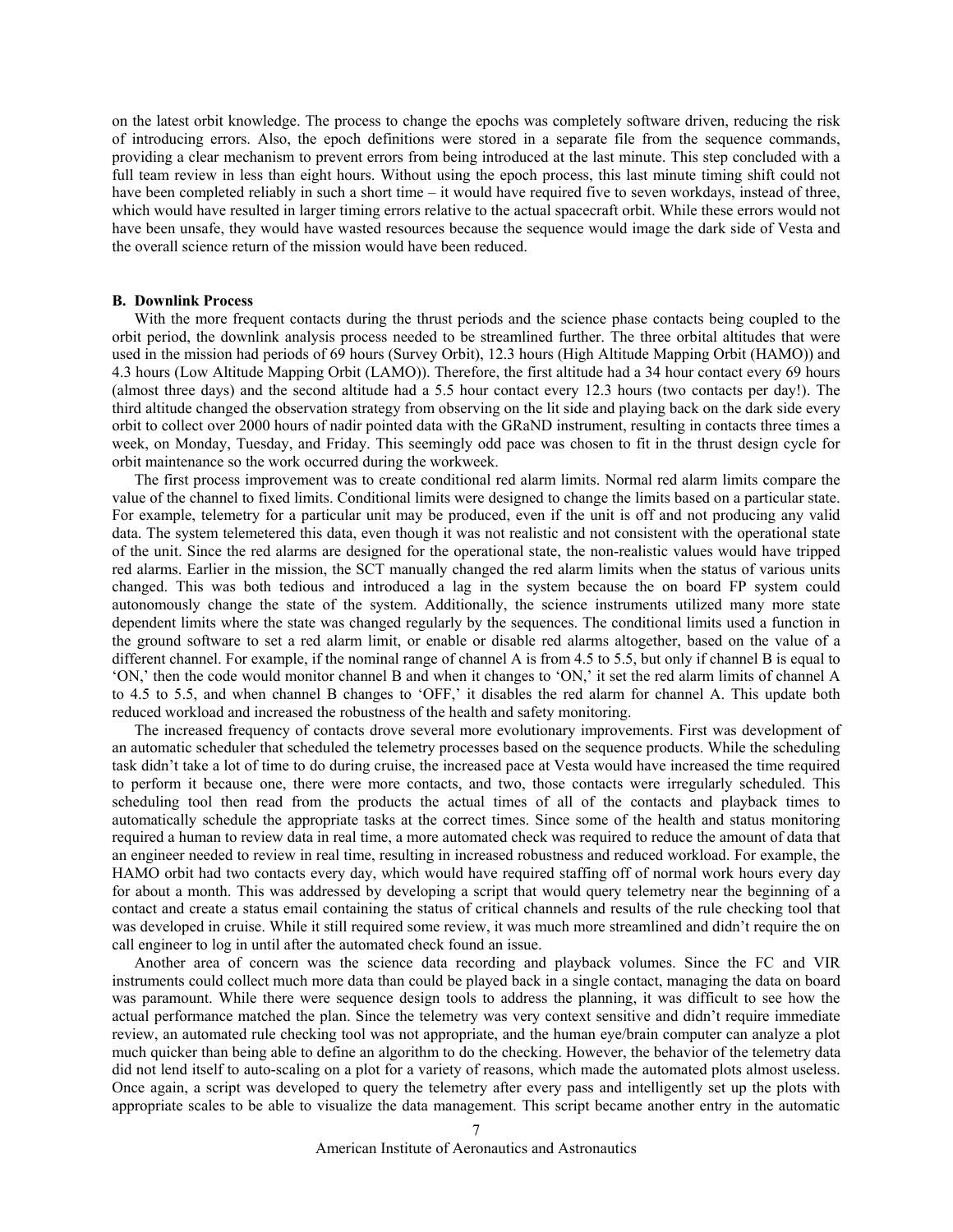on the latest orbit knowledge. The process to change the epochs was completely software driven, reducing the risk of introducing errors. Also, the epoch definitions were stored in a separate file from the sequence commands, providing a clear mechanism to prevent errors from being introduced at the last minute. This step concluded with a full team review in less than eight hours. Without using the epoch process, this last minute timing shift could not have been completed reliably in such a short time – it would have required five to seven workdays, instead of three, which would have resulted in larger timing errors relative to the actual spacecraft orbit. While these errors would not have been unsafe, they would have wasted resources because the sequence would image the dark side of Vesta and the overall science return of the mission would have been reduced.

### B. Downlink Process

With the more frequent contacts during the thrust periods and the science phase contacts being coupled to the orbit period, the downlink analysis process needed to be streamlined further. The three orbital altitudes that were used in the mission had periods of 69 hours (Survey Orbit), 12.3 hours (High Altitude Mapping Orbit (HAMO)) and 4.3 hours (Low Altitude Mapping Orbit (LAMO)). Therefore, the first altitude had a 34 hour contact every 69 hours (almost three days) and the second altitude had a 5.5 hour contact every 12.3 hours (two contacts per day!). The third altitude changed the observation strategy from observing on the lit side and playing back on the dark side every orbit to collect over 2000 hours of nadir pointed data with the GRaND instrument, resulting in contacts three times a week, on Monday, Tuesday, and Friday. This seemingly odd pace was chosen to fit in the thrust design cycle for orbit maintenance so the work occurred during the workweek.

The first process improvement was to create conditional red alarm limits. Normal red alarm limits compare the value of the channel to fixed limits. Conditional limits were designed to change the limits based on a particular state. For example, telemetry for a particular unit may be produced, even if the unit is off and not producing any valid data. The system telemetered this data, even though it was not realistic and not consistent with the operational state of the unit. Since the red alarms are designed for the operational state, the non-realistic values would have tripped red alarms. Earlier in the mission, the SCT manually changed the red alarm limits when the status of various units changed. This was both tedious and introduced a lag in the system because the on board FP system could autonomously change the state of the system. Additionally, the science instruments utilized many more state dependent limits where the state was changed regularly by the sequences. The conditional limits used a function in the ground software to set a red alarm limit, or enable or disable red alarms altogether, based on the value of a different channel. For example, if the nominal range of channel A is from 4.5 to 5.5, but only if channel B is equal to 'ON,' then the code would monitor channel B and when it changes to 'ON,' it set the red alarm limits of channel A to 4.5 to 5.5, and when channel B changes to 'OFF,' it disables the red alarm for channel A. This update both reduced workload and increased the robustness of the health and safety monitoring.

The increased frequency of contacts drove several more evolutionary improvements. First was development of an automatic scheduler that scheduled the telemetry processes based on the sequence products. While the scheduling task didn't take a lot of time to do during cruise, the increased pace at Vesta would have increased the time required to perform it because one, there were more contacts, and two, those contacts were irregularly scheduled. This scheduling tool then read from the products the actual times of all of the contacts and playback times to automatically schedule the appropriate tasks at the correct times. Since some of the health and status monitoring required a human to review data in real time, a more automated check was required to reduce the amount of data that an engineer needed to review in real time, resulting in increased robustness and reduced workload. For example, the HAMO orbit had two contacts every day, which would have required staffing off of normal work hours every day for about a month. This was addressed by developing a script that would query telemetry near the beginning of a contact and create a status email containing the status of critical channels and results of the rule checking tool that was developed in cruise. While it still required some review, it was much more streamlined and didn't require the on call engineer to log in until after the automated check found an issue.

Another area of concern was the science data recording and playback volumes. Since the FC and VIR instruments could collect much more data than could be played back in a single contact, managing the data on board was paramount. While there were sequence design tools to address the planning, it was difficult to see how the actual performance matched the plan. Since the telemetry was very context sensitive and didn't require immediate review, an automated rule checking tool was not appropriate, and the human eye/brain computer can analyze a plot much quicker than being able to define an algorithm to do the checking. However, the behavior of the telemetry data did not lend itself to auto-scaling on a plot for a variety of reasons, which made the automated plots almost useless. Once again, a script was developed to query the telemetry after every pass and intelligently set up the plots with appropriate scales to be able to visualize the data management. This script became another entry in the automatic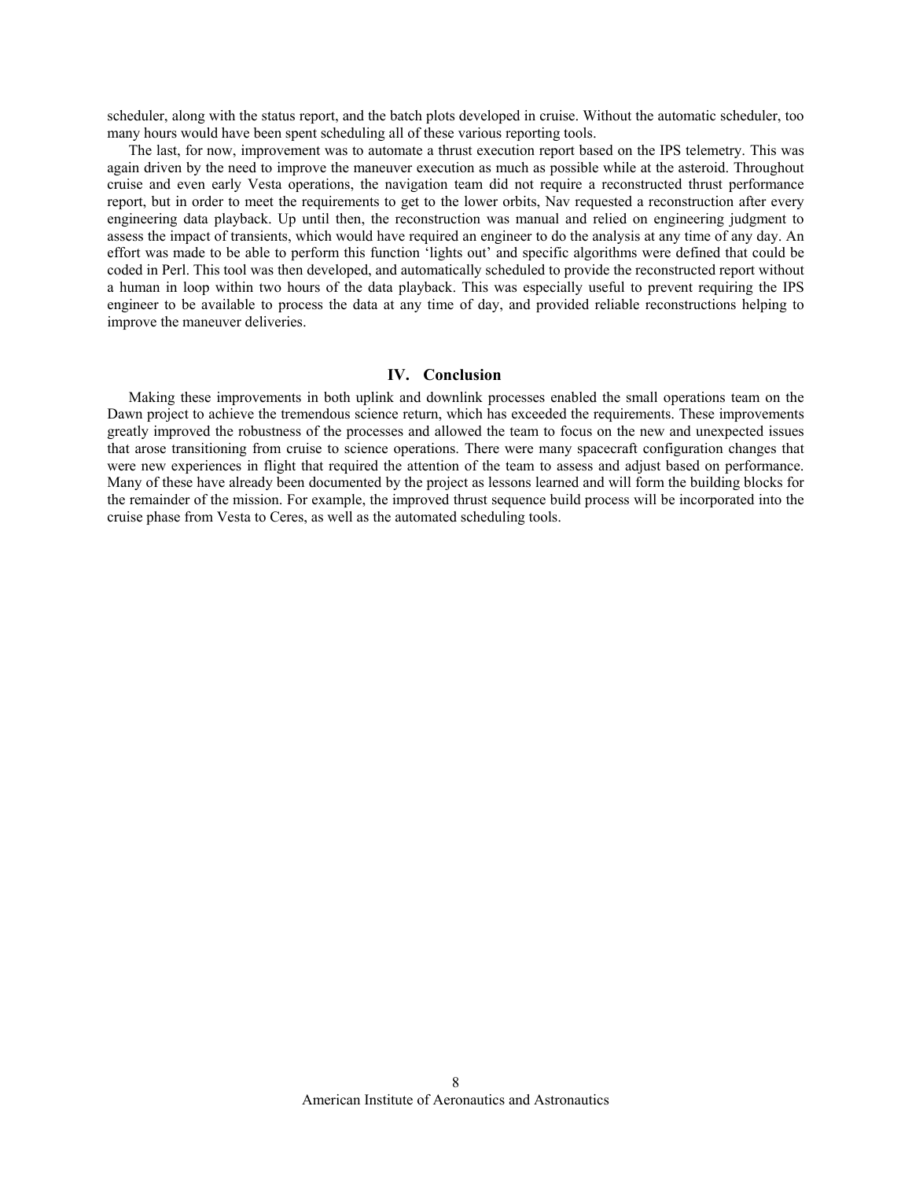scheduler, along with the status report, and the batch plots developed in cruise. Without the automatic scheduler, too many hours would have been spent scheduling all of these various reporting tools.

The last, for now, improvement was to automate a thrust execution report based on the IPS telemetry. This was again driven by the need to improve the maneuver execution as much as possible while at the asteroid. Throughout cruise and even early Vesta operations, the navigation team did not require a reconstructed thrust performance report, but in order to meet the requirements to get to the lower orbits, Nav requested a reconstruction after every engineering data playback. Up until then, the reconstruction was manual and relied on engineering judgment to assess the impact of transients, which would have required an engineer to do the analysis at any time of any day. An effort was made to be able to perform this function 'lights out' and specific algorithms were defined that could be coded in Perl. This tool was then developed, and automatically scheduled to provide the reconstructed report without a human in loop within two hours of the data playback. This was especially useful to prevent requiring the IPS engineer to be available to process the data at any time of day, and provided reliable reconstructions helping to improve the maneuver deliveries.

## IV. Conclusion

Making these improvements in both uplink and downlink processes enabled the small operations team on the Dawn project to achieve the tremendous science return, which has exceeded the requirements. These improvements greatly improved the robustness of the processes and allowed the team to focus on the new and unexpected issues that arose transitioning from cruise to science operations. There were many spacecraft configuration changes that were new experiences in flight that required the attention of the team to assess and adjust based on performance. Many of these have already been documented by the project as lessons learned and will form the building blocks for the remainder of the mission. For example, the improved thrust sequence build process will be incorporated into the cruise phase from Vesta to Ceres, as well as the automated scheduling tools.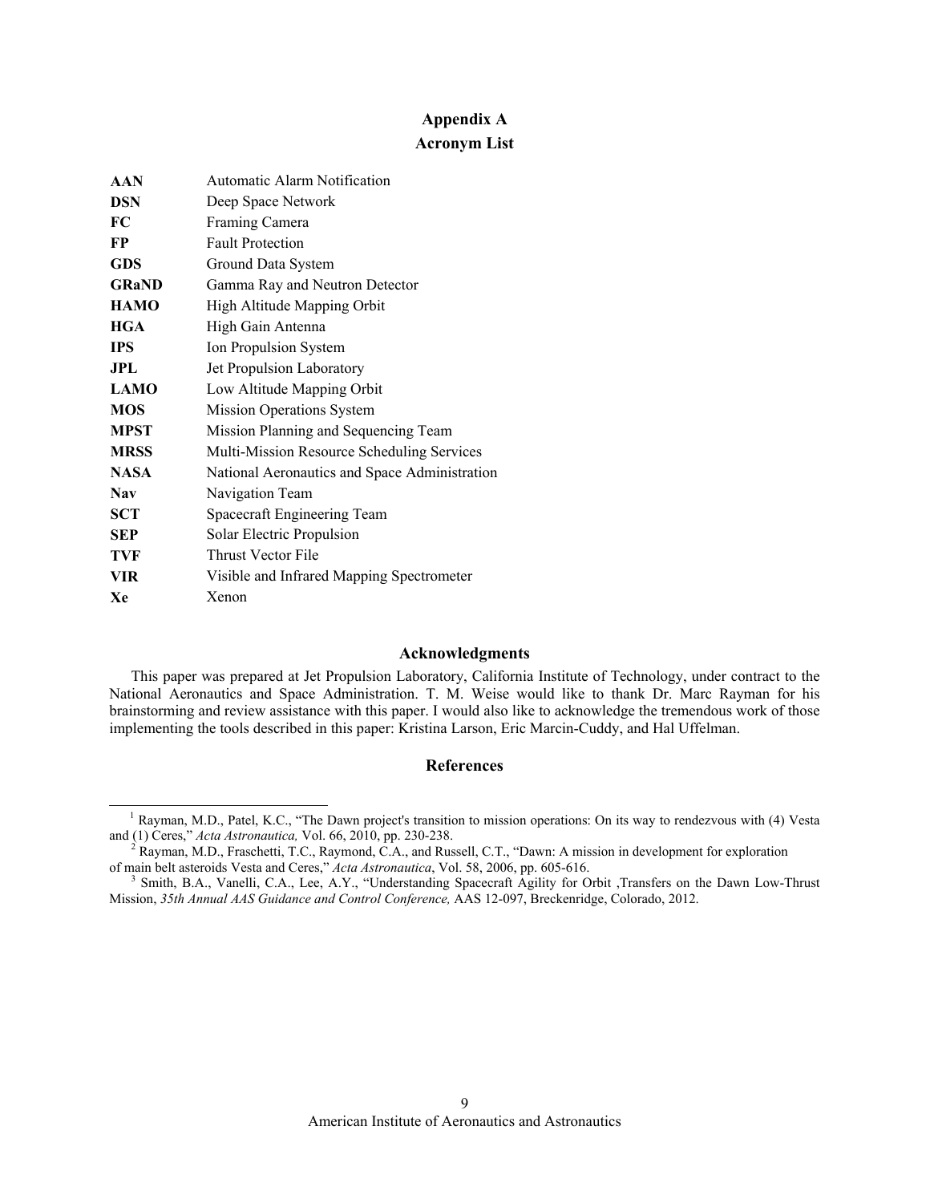## Appendix A
## Acronym List

| | |
|---|---|
| **AAN** | Automatic Alarm Notification |
| **DSN** | Deep Space Network |
| **FC** | Framing Camera |
| **FP** | Fault Protection |
| **GDS** | Ground Data System |
| **GRaND** | Gamma Ray and Neutron Detector |
| **HAMO** | High Altitude Mapping Orbit |
| **HGA** | High Gain Antenna |
| **IPS** | Ion Propulsion System |
| **JPL** | Jet Propulsion Laboratory |
| **LAMO** | Low Altitude Mapping Orbit |
| **MOS** | Mission Operations System |
| **MPST** | Mission Planning and Sequencing Team |
| **MRSS** | Multi-Mission Resource Scheduling Services |
| **NASA** | National Aeronautics and Space Administration |
| **Nav** | Navigation Team |
| **SCT** | Spacecraft Engineering Team |
| **SEP** | Solar Electric Propulsion |
| **TVF** | Thrust Vector File |
| **VIR** | Visible and Infrared Mapping Spectrometer |
| **Xe** | Xenon |

## Acknowledgments

This paper was prepared at Jet Propulsion Laboratory, California Institute of Technology, under contract to the National Aeronautics and Space Administration. T. M. Weise would like to thank Dr. Marc Rayman for his brainstorming and review assistance with this paper. I would also like to acknowledge the tremendous work of those implementing the tools described in this paper: Kristina Larson, Eric Marcin-Cuddy, and Hal Uffelman.

## References

[1] Rayman, M.D., Patel, K.C., "The Dawn project's transition to mission operations: On its way to rendezvous with (4) Vesta and (1) Ceres," *Acta Astronautica,* Vol. 66, 2010, pp. 230-238.

[2] Rayman, M.D., Fraschetti, T.C., Raymond, C.A., and Russell, C.T., "Dawn: A mission in development for exploration of main belt asteroids Vesta and Ceres," *Acta Astronautica*, Vol. 58, 2006, pp. 605-616.

[3] Smith, B.A., Vanelli, C.A., Lee, A.Y., "Understanding Spacecraft Agility for Orbit ,Transfers on the Dawn Low-Thrust Mission, *35th Annual AAS Guidance and Control Conference,* AAS 12-097, Breckenridge, Colorado, 2012.